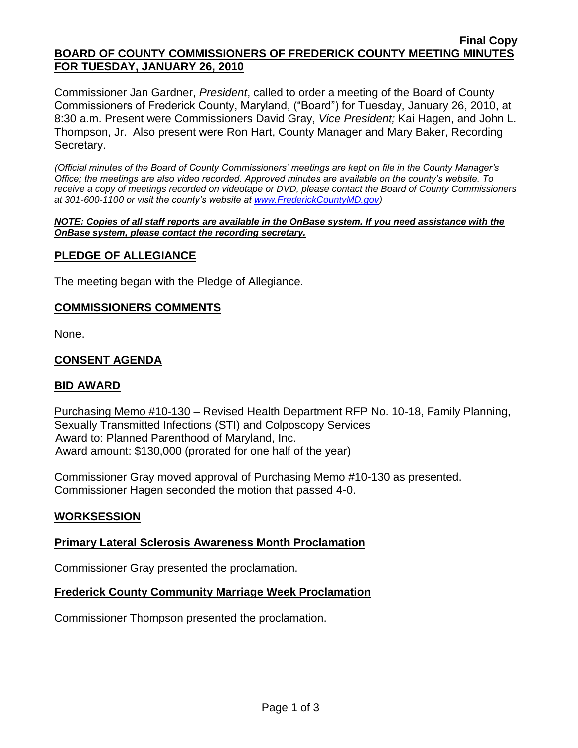**Final Copy**

# BOARD OF COUNTY COMMISSIONERS OF FREDERICK COUNTY MEETING MINUTES FOR TUESDAY, JANUARY 26, 2010

Commissioner Jan Gardner, *President*, called to order a meeting of the Board of County Commissioners of Frederick County, Maryland, ("Board") for Tuesday, January 26, 2010, at 8:30 a.m. Present were Commissioners David Gray, *Vice President;* Kai Hagen, and John L. Thompson, Jr. Also present were Ron Hart, County Manager and Mary Baker, Recording Secretary.

*(Official minutes of the Board of County Commissioners' meetings are kept on file in the County Manager's Office; the meetings are also video recorded. Approved minutes are available on the county's website. To receive a copy of meetings recorded on videotape or DVD, please contact the Board of County Commissioners at 301-600-1100 or visit the county's website at www.FrederickCountyMD.gov)*

***NOTE: Copies of all staff reports are available in the OnBase system. If you need assistance with the OnBase system, please contact the recording secretary.***

## PLEDGE OF ALLEGIANCE

The meeting began with the Pledge of Allegiance.

## COMMISSIONERS COMMENTS

None.

## CONSENT AGENDA

## BID AWARD

Purchasing Memo #10-130 – Revised Health Department RFP No. 10-18, Family Planning, Sexually Transmitted Infections (STI) and Colposcopy Services
Award to: Planned Parenthood of Maryland, Inc.
Award amount: $130,000 (prorated for one half of the year)

Commissioner Gray moved approval of Purchasing Memo #10-130 as presented. Commissioner Hagen seconded the motion that passed 4-0.

## WORKSESSION

### Primary Lateral Sclerosis Awareness Month Proclamation

Commissioner Gray presented the proclamation.

### Frederick County Community Marriage Week Proclamation

Commissioner Thompson presented the proclamation.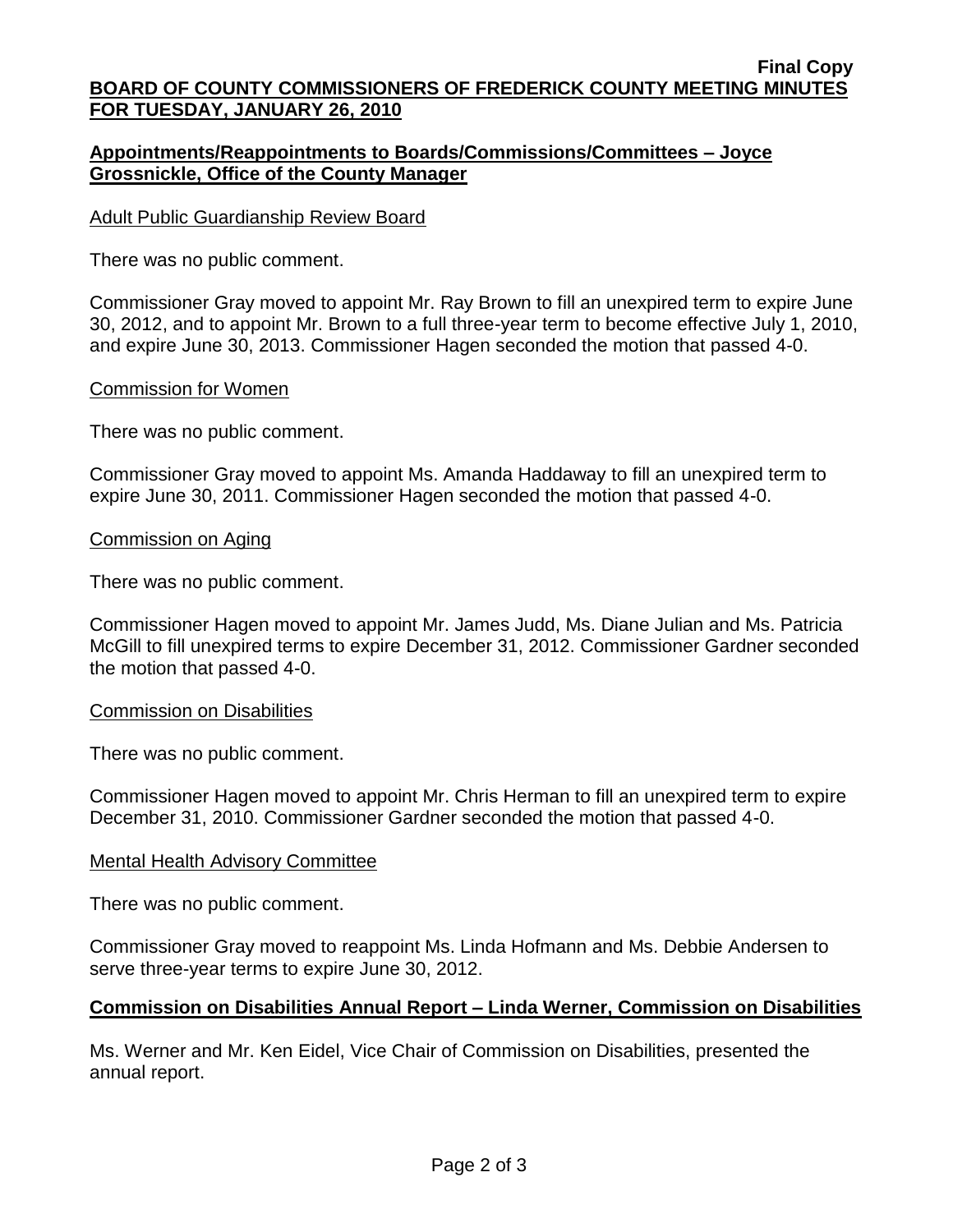**Final Copy**

**BOARD OF COUNTY COMMISSIONERS OF FREDERICK COUNTY MEETING MINUTES FOR TUESDAY, JANUARY 26, 2010**

**Appointments/Reappointments to Boards/Commissions/Committees – Joyce Grossnickle, Office of the County Manager**

Adult Public Guardianship Review Board

There was no public comment.

Commissioner Gray moved to appoint Mr. Ray Brown to fill an unexpired term to expire June 30, 2012, and to appoint Mr. Brown to a full three-year term to become effective July 1, 2010, and expire June 30, 2013. Commissioner Hagen seconded the motion that passed 4-0.

Commission for Women

There was no public comment.

Commissioner Gray moved to appoint Ms. Amanda Haddaway to fill an unexpired term to expire June 30, 2011. Commissioner Hagen seconded the motion that passed 4-0.

Commission on Aging

There was no public comment.

Commissioner Hagen moved to appoint Mr. James Judd, Ms. Diane Julian and Ms. Patricia McGill to fill unexpired terms to expire December 31, 2012. Commissioner Gardner seconded the motion that passed 4-0.

Commission on Disabilities

There was no public comment.

Commissioner Hagen moved to appoint Mr. Chris Herman to fill an unexpired term to expire December 31, 2010. Commissioner Gardner seconded the motion that passed 4-0.

Mental Health Advisory Committee

There was no public comment.

Commissioner Gray moved to reappoint Ms. Linda Hofmann and Ms. Debbie Andersen to serve three-year terms to expire June 30, 2012.

**Commission on Disabilities Annual Report – Linda Werner, Commission on Disabilities**

Ms. Werner and Mr. Ken Eidel, Vice Chair of Commission on Disabilities, presented the annual report.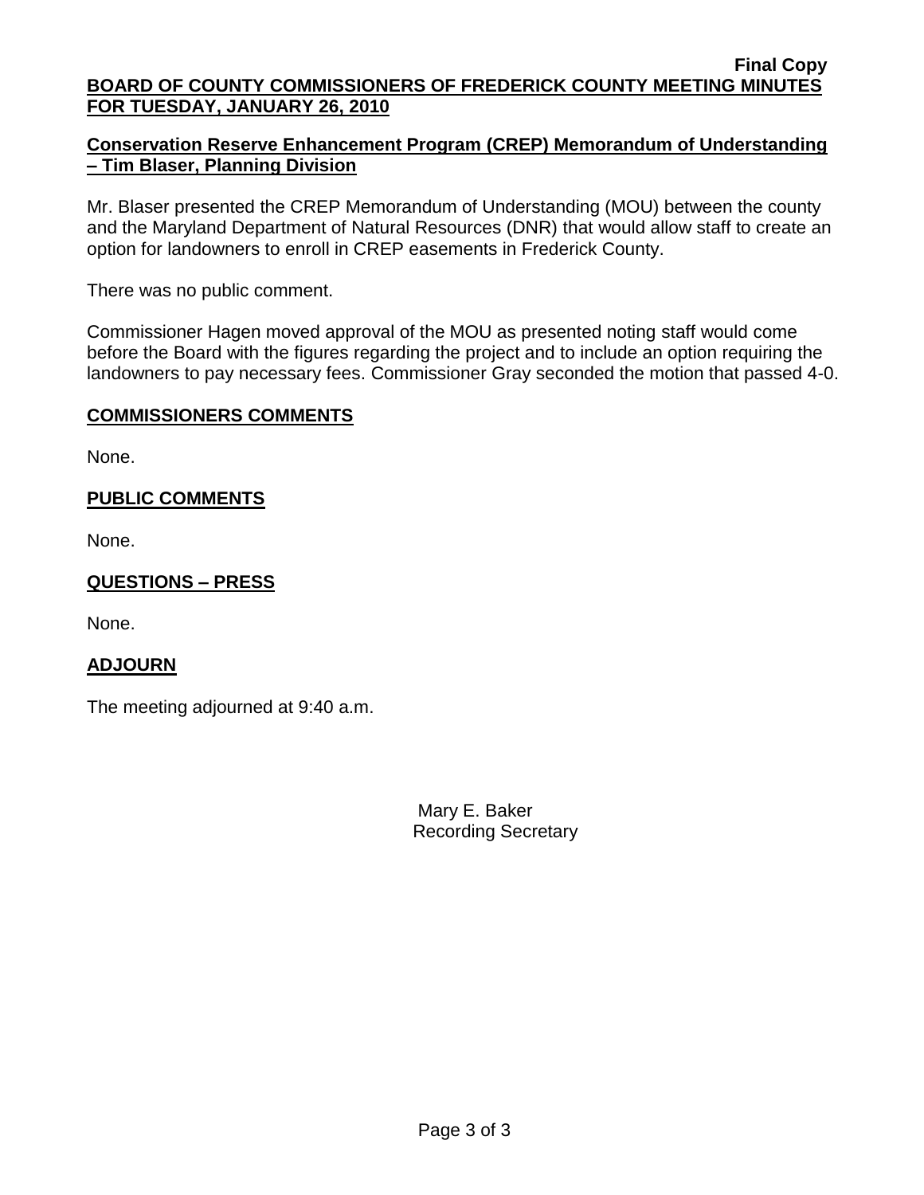**Final Copy**

**BOARD OF COUNTY COMMISSIONERS OF FREDERICK COUNTY MEETING MINUTES FOR TUESDAY, JANUARY 26, 2010**

## Conservation Reserve Enhancement Program (CREP) Memorandum of Understanding – Tim Blaser, Planning Division

Mr. Blaser presented the CREP Memorandum of Understanding (MOU) between the county and the Maryland Department of Natural Resources (DNR) that would allow staff to create an option for landowners to enroll in CREP easements in Frederick County.

There was no public comment.

Commissioner Hagen moved approval of the MOU as presented noting staff would come before the Board with the figures regarding the project and to include an option requiring the landowners to pay necessary fees. Commissioner Gray seconded the motion that passed 4-0.

## COMMISSIONERS COMMENTS

None.

## PUBLIC COMMENTS

None.

## QUESTIONS – PRESS

None.

## ADJOURN

The meeting adjourned at 9:40 a.m.

Mary E. Baker
Recording Secretary